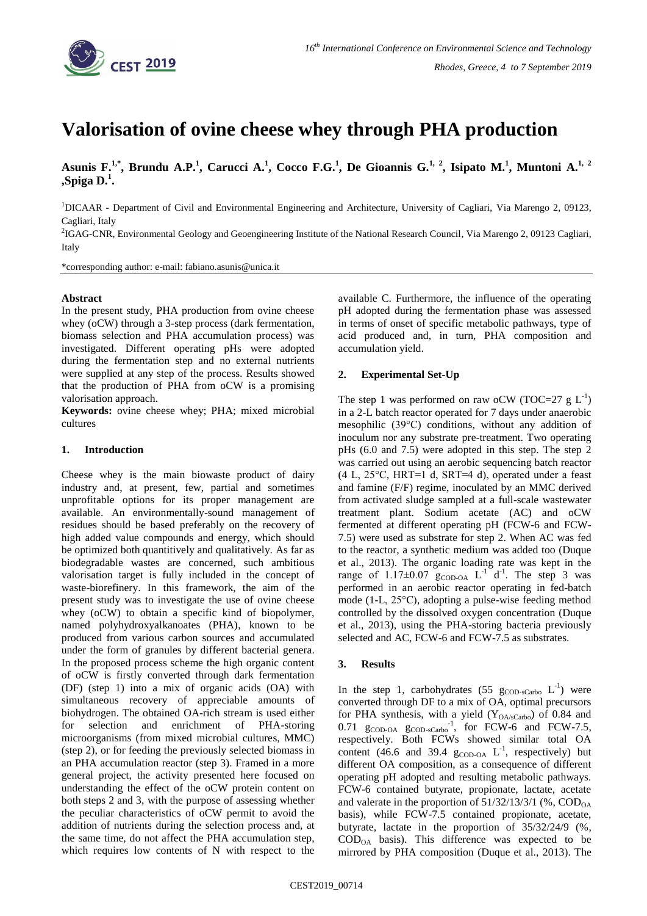# Valorisation of ovine cheese whey through PHA production

**Asunis F.[1,*], Brundu A.P.[1], Carucci A.[1], Cocco F.G.[1], De Gioannis G.[1, 2], Isipato M.[1], Muntoni A.[1, 2] ,Spiga D.[1].**

[1]DICAAR - Department of Civil and Environmental Engineering and Architecture, University of Cagliari, Via Marengo 2, 09123, Cagliari, Italy

[2]IGAG-CNR, Environmental Geology and Geoengineering Institute of the National Research Council, Via Marengo 2, 09123 Cagliari, Italy

*corresponding author: e-mail: fabiano.asunis@unica.it

**Abstract**

In the present study, PHA production from ovine cheese whey (oCW) through a 3-step process (dark fermentation, biomass selection and PHA accumulation process) was investigated. Different operating pHs were adopted during the fermentation step and no external nutrients were supplied at any step of the process. Results showed that the production of PHA from oCW is a promising valorisation approach.

**Keywords:** ovine cheese whey; PHA; mixed microbial cultures

## 1. Introduction

Cheese whey is the main biowaste product of dairy industry and, at present, few, partial and sometimes unprofitable options for its proper management are available. An environmentally-sound management of residues should be based preferably on the recovery of high added value compounds and energy, which should be optimized both quantitively and qualitatively. As far as biodegradable wastes are concerned, such ambitious valorisation target is fully included in the concept of waste-biorefinery. In this framework, the aim of the present study was to investigate the use of ovine cheese whey (oCW) to obtain a specific kind of biopolymer, named polyhydroxyalkanoates (PHA), known to be produced from various carbon sources and accumulated under the form of granules by different bacterial genera. In the proposed process scheme the high organic content of oCW is firstly converted through dark fermentation (DF) (step 1) into a mix of organic acids (OA) with simultaneous recovery of appreciable amounts of biohydrogen. The obtained OA-rich stream is used either for selection and enrichment of PHA-storing microorganisms (from mixed microbial cultures, MMC) (step 2), or for feeding the previously selected biomass in an PHA accumulation reactor (step 3). Framed in a more general project, the activity presented here focused on understanding the effect of the oCW protein content on both steps 2 and 3, with the purpose of assessing whether the peculiar characteristics of oCW permit to avoid the addition of nutrients during the selection process and, at the same time, do not affect the PHA accumulation step, which requires low contents of N with respect to the available C. Furthermore, the influence of the operating pH adopted during the fermentation phase was assessed in terms of onset of specific metabolic pathways, type of acid produced and, in turn, PHA composition and accumulation yield.

## 2. Experimental Set-Up

The step 1 was performed on raw oCW (TOC=27 g $L^{-1}$) in a 2-L batch reactor operated for 7 days under anaerobic mesophilic (39°C) conditions, without any addition of inoculum nor any substrate pre-treatment. Two operating pHs (6.0 and 7.5) were adopted in this step. The step 2 was carried out using an aerobic sequencing batch reactor (4 L, 25°C, HRT=1 d, SRT=4 d), operated under a feast and famine (F/F) regime, inoculated by an MMC derived from activated sludge sampled at a full-scale wastewater treatment plant. Sodium acetate (AC) and oCW fermented at different operating pH (FCW-6 and FCW-7.5) were used as substrate for step 2. When AC was fed to the reactor, a synthetic medium was added too (Duque et al., 2013). The organic loading rate was kept in the range of 1.17±0.07 $g_{COD\text{-}OA}$ $L^{-1}$ $d^{-1}$. The step 3 was performed in an aerobic reactor operating in fed-batch mode (1-L, 25°C), adopting a pulse-wise feeding method controlled by the dissolved oxygen concentration (Duque et al., 2013), using the PHA-storing bacteria previously selected and AC, FCW-6 and FCW-7.5 as substrates.

## 3. Results

In the step 1, carbohydrates (55 $g_{COD\text{-}sCarbo}$ $L^{-1}$) were converted through DF to a mix of OA, optimal precursors for PHA synthesis, with a yield ($Y_{OA/sCarbo}$) of 0.84 and 0.71 $g_{COD\text{-}OA}$ $g_{COD\text{-}sCarbo}^{-1}$, for FCW-6 and FCW-7.5, respectively. Both FCWs showed similar total OA content (46.6 and 39.4 $g_{COD\text{-}OA}$ $L^{-1}$, respectively) but different OA composition, as a consequence of different operating pH adopted and resulting metabolic pathways. FCW-6 contained butyrate, propionate, lactate, acetate and valerate in the proportion of 51/32/13/3/1 (%, $COD_{OA}$ basis), while FCW-7.5 contained propionate, acetate, butyrate, lactate in the proportion of 35/32/24/9 (%, $COD_{OA}$ basis). This difference was expected to be mirrored by PHA composition (Duque et al., 2013). The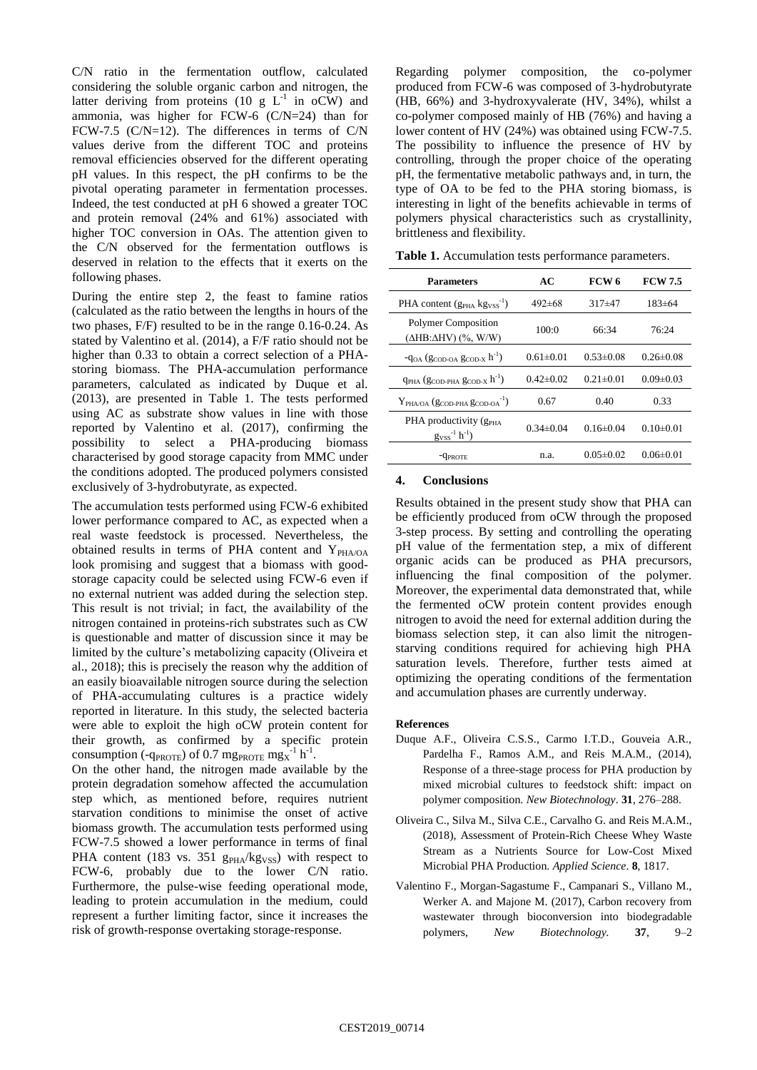C/N ratio in the fermentation outflow, calculated considering the soluble organic carbon and nitrogen, the latter deriving from proteins (10 g $L^{-1}$ in oCW) and ammonia, was higher for FCW-6 (C/N=24) than for FCW-7.5 (C/N=12). The differences in terms of C/N values derive from the different TOC and proteins removal efficiencies observed for the different operating pH values. In this respect, the pH confirms to be the pivotal operating parameter in fermentation processes. Indeed, the test conducted at pH 6 showed a greater TOC and protein removal (24% and 61%) associated with higher TOC conversion in OAs. The attention given to the C/N observed for the fermentation outflows is deserved in relation to the effects that it exerts on the following phases.

During the entire step 2, the feast to famine ratios (calculated as the ratio between the lengths in hours of the two phases, F/F) resulted to be in the range 0.16-0.24. As stated by Valentino et al. (2014), a F/F ratio should not be higher than 0.33 to obtain a correct selection of a PHA-storing biomass. The PHA-accumulation performance parameters, calculated as indicated by Duque et al. (2013), are presented in Table 1. The tests performed using AC as substrate show values in line with those reported by Valentino et al. (2017), confirming the possibility to select a PHA-producing biomass characterised by good storage capacity from MMC under the conditions adopted. The produced polymers consisted exclusively of 3-hydrobutyrate, as expected.

The accumulation tests performed using FCW-6 exhibited lower performance compared to AC, as expected when a real waste feedstock is processed. Nevertheless, the obtained results in terms of PHA content and $Y_{PHA/OA}$ look promising and suggest that a biomass with good-storage capacity could be selected using FCW-6 even if no external nutrient was added during the selection step. This result is not trivial; in fact, the availability of the nitrogen contained in proteins-rich substrates such as CW is questionable and matter of discussion since it may be limited by the culture's metabolizing capacity (Oliveira et al., 2018); this is precisely the reason why the addition of an easily bioavailable nitrogen source during the selection of PHA-accumulating cultures is a practice widely reported in literature. In this study, the selected bacteria were able to exploit the high oCW protein content for their growth, as confirmed by a specific protein consumption ($-q_{PROTE}$) of 0.7 $mg_{PROTE}\ mg_X^{-1}\ h^{-1}$.

On the other hand, the nitrogen made available by the protein degradation somehow affected the accumulation step which, as mentioned before, requires nutrient starvation conditions to minimise the onset of active biomass growth. The accumulation tests performed using FCW-7.5 showed a lower performance in terms of final PHA content (183 vs. 351 $g_{PHA}/kg_{VSS}$) with respect to FCW-6, probably due to the lower C/N ratio. Furthermore, the pulse-wise feeding operational mode, leading to protein accumulation in the medium, could represent a further limiting factor, since it increases the risk of growth-response overtaking storage-response.

Regarding polymer composition, the co-polymer produced from FCW-6 was composed of 3-hydrobutyrate (HB, 66%) and 3-hydroxyvalerate (HV, 34%), whilst a co-polymer composed mainly of HB (76%) and having a lower content of HV (24%) was obtained using FCW-7.5. The possibility to influence the presence of HV by controlling, through the proper choice of the operating pH, the fermentative metabolic pathways and, in turn, the type of OA to be fed to the PHA storing biomass, is interesting in light of the benefits achievable in terms of polymers physical characteristics such as crystallinity, brittleness and flexibility.

**Table 1.** Accumulation tests performance parameters.

| Parameters | AC | FCW 6 | FCW 7.5 |
|---|---|---|---|
| PHA content ($g_{PHA}\ kg_{VSS}^{-1}$) | 492±68 | 317±47 | 183±64 |
| Polymer Composition (ΔHB:ΔHV) (%, W/W) | 100:0 | 66:34 | 76:24 |
| $-q_{OA}$ ($g_{COD\text{-}OA}\ g_{COD\text{-}X}\ h^{-1}$) | 0.61±0.01 | 0.53±0.08 | 0.26±0.08 |
| $q_{PHA}$ ($g_{COD\text{-}PHA}\ g_{COD\text{-}X}\ h^{-1}$) | 0.42±0.02 | 0.21±0.01 | 0.09±0.03 |
| $Y_{PHA/OA}$ ($g_{COD\text{-}PHA}\ g_{COD\text{-}OA}^{-1}$) | 0.67 | 0.40 | 0.33 |
| PHA productivity ($g_{PHA}\ g_{VSS}^{-1}\ h^{-1}$) | 0.34±0.04 | 0.16±0.04 | 0.10±0.01 |
| $-q_{PROTE}$ | n.a. | 0.05±0.02 | 0.06±0.01 |

## 4. Conclusions

Results obtained in the present study show that PHA can be efficiently produced from oCW through the proposed 3-step process. By setting and controlling the operating pH value of the fermentation step, a mix of different organic acids can be produced as PHA precursors, influencing the final composition of the polymer. Moreover, the experimental data demonstrated that, while the fermented oCW protein content provides enough nitrogen to avoid the need for external addition during the biomass selection step, it can also limit the nitrogen-starving conditions required for achieving high PHA saturation levels. Therefore, further tests aimed at optimizing the operating conditions of the fermentation and accumulation phases are currently underway.

### References

Duque A.F., Oliveira C.S.S., Carmo I.T.D., Gouveia A.R., Pardelha F., Ramos A.M., and Reis M.A.M., (2014), Response of a three-stage process for PHA production by mixed microbial cultures to feedstock shift: impact on polymer composition. *New Biotechnology*. **31**, 276–288.

Oliveira C., Silva M., Silva C.E., Carvalho G. and Reis M.A.M., (2018), Assessment of Protein-Rich Cheese Whey Waste Stream as a Nutrients Source for Low-Cost Mixed Microbial PHA Production. *Applied Science*. **8**, 1817.

Valentino F., Morgan-Sagastume F., Campanari S., Villano M., Werker A. and Majone M. (2017), Carbon recovery from wastewater through bioconversion into biodegradable polymers, *New Biotechnology.* **37**, 9–2